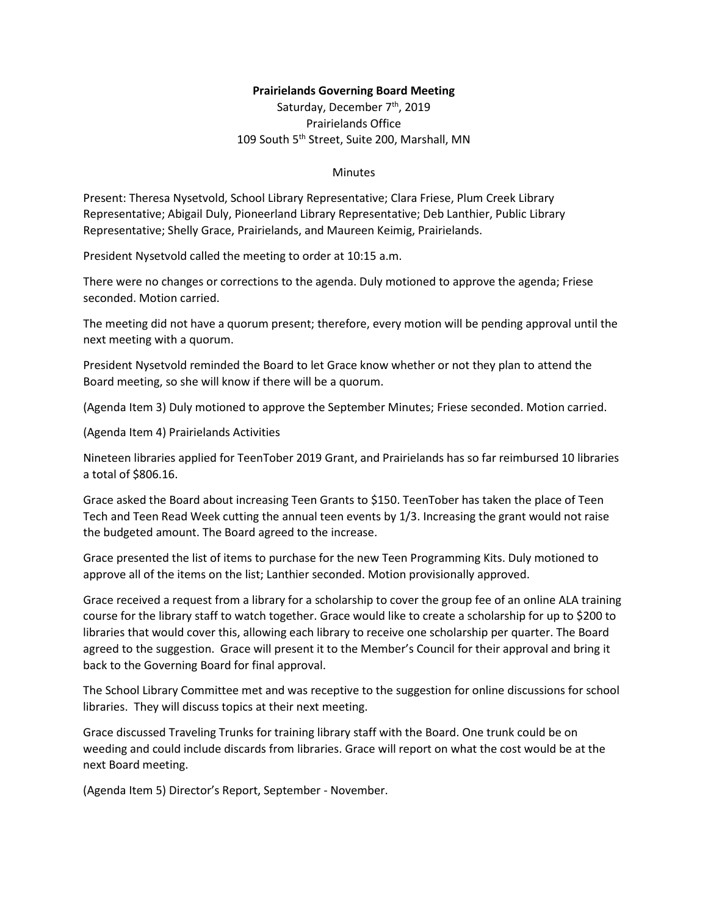**Prairielands Governing Board Meeting**

Saturday, December 7th, 2019

Prairielands Office

109 South 5th Street, Suite 200, Marshall, MN

Minutes

Present: Theresa Nysetvold, School Library Representative; Clara Friese, Plum Creek Library Representative; Abigail Duly, Pioneerland Library Representative; Deb Lanthier, Public Library Representative; Shelly Grace, Prairielands, and Maureen Keimig, Prairielands.

President Nysetvold called the meeting to order at 10:15 a.m.

There were no changes or corrections to the agenda. Duly motioned to approve the agenda; Friese seconded. Motion carried.

The meeting did not have a quorum present; therefore, every motion will be pending approval until the next meeting with a quorum.

President Nysetvold reminded the Board to let Grace know whether or not they plan to attend the Board meeting, so she will know if there will be a quorum.

(Agenda Item 3) Duly motioned to approve the September Minutes; Friese seconded. Motion carried.

(Agenda Item 4) Prairielands Activities

Nineteen libraries applied for TeenTober 2019 Grant, and Prairielands has so far reimbursed 10 libraries a total of $806.16.

Grace asked the Board about increasing Teen Grants to $150. TeenTober has taken the place of Teen Tech and Teen Read Week cutting the annual teen events by 1/3. Increasing the grant would not raise the budgeted amount. The Board agreed to the increase.

Grace presented the list of items to purchase for the new Teen Programming Kits. Duly motioned to approve all of the items on the list; Lanthier seconded. Motion provisionally approved.

Grace received a request from a library for a scholarship to cover the group fee of an online ALA training course for the library staff to watch together. Grace would like to create a scholarship for up to $200 to libraries that would cover this, allowing each library to receive one scholarship per quarter. The Board agreed to the suggestion. Grace will present it to the Member's Council for their approval and bring it back to the Governing Board for final approval.

The School Library Committee met and was receptive to the suggestion for online discussions for school libraries. They will discuss topics at their next meeting.

Grace discussed Traveling Trunks for training library staff with the Board. One trunk could be on weeding and could include discards from libraries. Grace will report on what the cost would be at the next Board meeting.

(Agenda Item 5) Director's Report, September - November.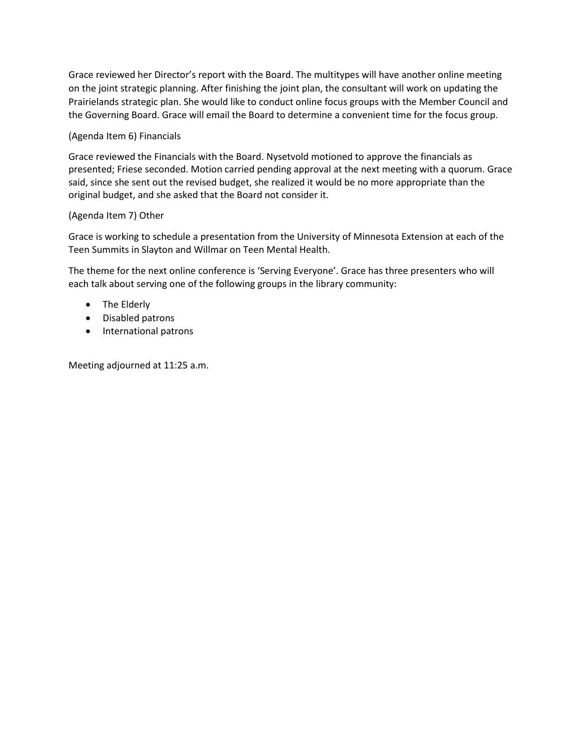Grace reviewed her Director's report with the Board. The multitypes will have another online meeting on the joint strategic planning. After finishing the joint plan, the consultant will work on updating the Prairielands strategic plan. She would like to conduct online focus groups with the Member Council and the Governing Board. Grace will email the Board to determine a convenient time for the focus group.

(Agenda Item 6) Financials

Grace reviewed the Financials with the Board. Nysetvold motioned to approve the financials as presented; Friese seconded. Motion carried pending approval at the next meeting with a quorum. Grace said, since she sent out the revised budget, she realized it would be no more appropriate than the original budget, and she asked that the Board not consider it.

(Agenda Item 7) Other

Grace is working to schedule a presentation from the University of Minnesota Extension at each of the Teen Summits in Slayton and Willmar on Teen Mental Health.

The theme for the next online conference is 'Serving Everyone'. Grace has three presenters who will each talk about serving one of the following groups in the library community:

- The Elderly
- Disabled patrons
- International patrons

Meeting adjourned at 11:25 a.m.